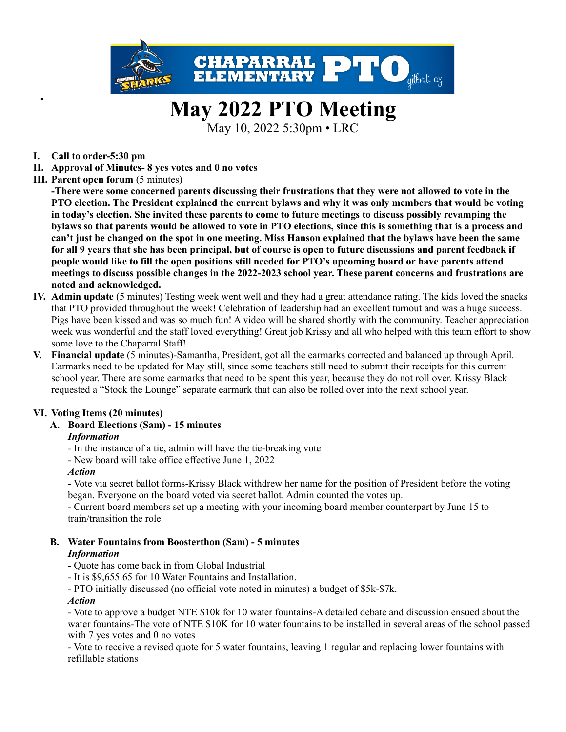# May 2022 PTO Meeting

May 10, 2022 5:30pm • LRC

I. **Call to order-5:30 pm**

II. **Approval of Minutes- 8 yes votes and 0 no votes**

III. **Parent open forum** (5 minutes)

**-There were some concerned parents discussing their frustrations that they were not allowed to vote in the PTO election. The President explained the current bylaws and why it was only members that would be voting in today's election. She invited these parents to come to future meetings to discuss possibly revamping the bylaws so that parents would be allowed to vote in PTO elections, since this is something that is a process and can't just be changed on the spot in one meeting. Miss Hanson explained that the bylaws have been the same for all 9 years that she has been principal, but of course is open to future discussions and parent feedback if people would like to fill the open positions still needed for PTO's upcoming board or have parents attend meetings to discuss possible changes in the 2022-2023 school year. These parent concerns and frustrations are noted and acknowledged.**

IV. **Admin update** (5 minutes) Testing week went well and they had a great attendance rating. The kids loved the snacks that PTO provided throughout the week! Celebration of leadership had an excellent turnout and was a huge success. Pigs have been kissed and was so much fun! A video will be shared shortly with the community. Teacher appreciation week was wonderful and the staff loved everything! Great job Krissy and all who helped with this team effort to show some love to the Chaparral Staff!

V. **Financial update** (5 minutes)-Samantha, President, got all the earmarks corrected and balanced up through April. Earmarks need to be updated for May still, since some teachers still need to submit their receipts for this current school year. There are some earmarks that need to be spent this year, because they do not roll over. Krissy Black requested a "Stock the Lounge" separate earmark that can also be rolled over into the next school year.

VI. **Voting Items (20 minutes)**

A. **Board Elections (Sam) - 15 minutes**

***Information***

- In the instance of a tie, admin will have the tie-breaking vote
- New board will take office effective June 1, 2022

***Action***

- Vote via secret ballot forms-Krissy Black withdrew her name for the position of President before the voting began. Everyone on the board voted via secret ballot. Admin counted the votes up.
- Current board members set up a meeting with your incoming board member counterpart by June 15 to train/transition the role

B. **Water Fountains from Boosterthon (Sam) - 5 minutes**

***Information***

- Quote has come back in from Global Industrial
- It is $9,655.65 for 10 Water Fountains and Installation.
- PTO initially discussed (no official vote noted in minutes) a budget of $5k-$7k.

***Action***

- Vote to approve a budget NTE $10k for 10 water fountains-A detailed debate and discussion ensued about the water fountains-The vote of NTE $10K for 10 water fountains to be installed in several areas of the school passed with 7 yes votes and 0 no votes
- Vote to receive a revised quote for 5 water fountains, leaving 1 regular and replacing lower fountains with refillable stations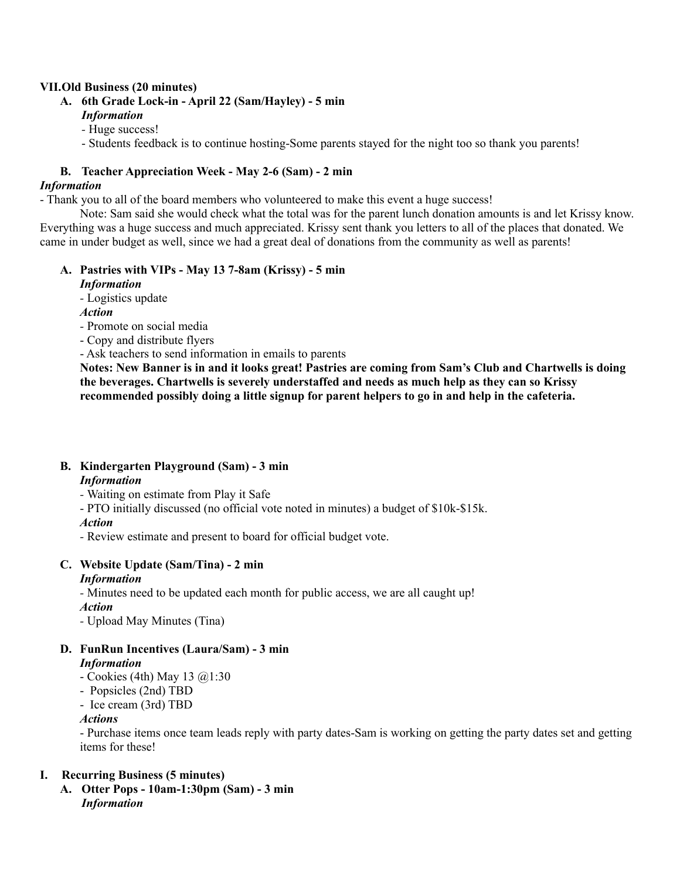**VII. Old Business (20 minutes)**

**A. 6th Grade Lock-in - April 22 (Sam/Hayley) - 5 min**

***Information***

- Huge success!
- Students feedback is to continue hosting-Some parents stayed for the night too so thank you parents!

**B. Teacher Appreciation Week - May 2-6 (Sam) - 2 min**

***Information***

- Thank you to all of the board members who volunteered to make this event a huge success!

Note: Sam said she would check what the total was for the parent lunch donation amounts is and let Krissy know. Everything was a huge success and much appreciated. Krissy sent thank you letters to all of the places that donated. We came in under budget as well, since we had a great deal of donations from the community as well as parents!

**A. Pastries with VIPs - May 13 7-8am (Krissy) - 5 min**

***Information***

- Logistics update

***Action***

- Promote on social media
- Copy and distribute flyers
- Ask teachers to send information in emails to parents

**Notes: New Banner is in and it looks great! Pastries are coming from Sam's Club and Chartwells is doing the beverages. Chartwells is severely understaffed and needs as much help as they can so Krissy recommended possibly doing a little signup for parent helpers to go in and help in the cafeteria.**

**B. Kindergarten Playground (Sam) - 3 min**

***Information***

- Waiting on estimate from Play it Safe
- PTO initially discussed (no official vote noted in minutes) a budget of $10k-$15k.

***Action***

- Review estimate and present to board for official budget vote.

**C. Website Update (Sam/Tina) - 2 min**

***Information***

- Minutes need to be updated each month for public access, we are all caught up!

***Action***

- Upload May Minutes (Tina)

**D. FunRun Incentives (Laura/Sam) - 3 min**

***Information***

- Cookies (4th) May 13 @1:30
- Popsicles (2nd) TBD
- Ice cream (3rd) TBD

***Actions***

- Purchase items once team leads reply with party dates-Sam is working on getting the party dates set and getting items for these!

**I. Recurring Business (5 minutes)**

**A. Otter Pops - 10am-1:30pm (Sam) - 3 min**

***Information***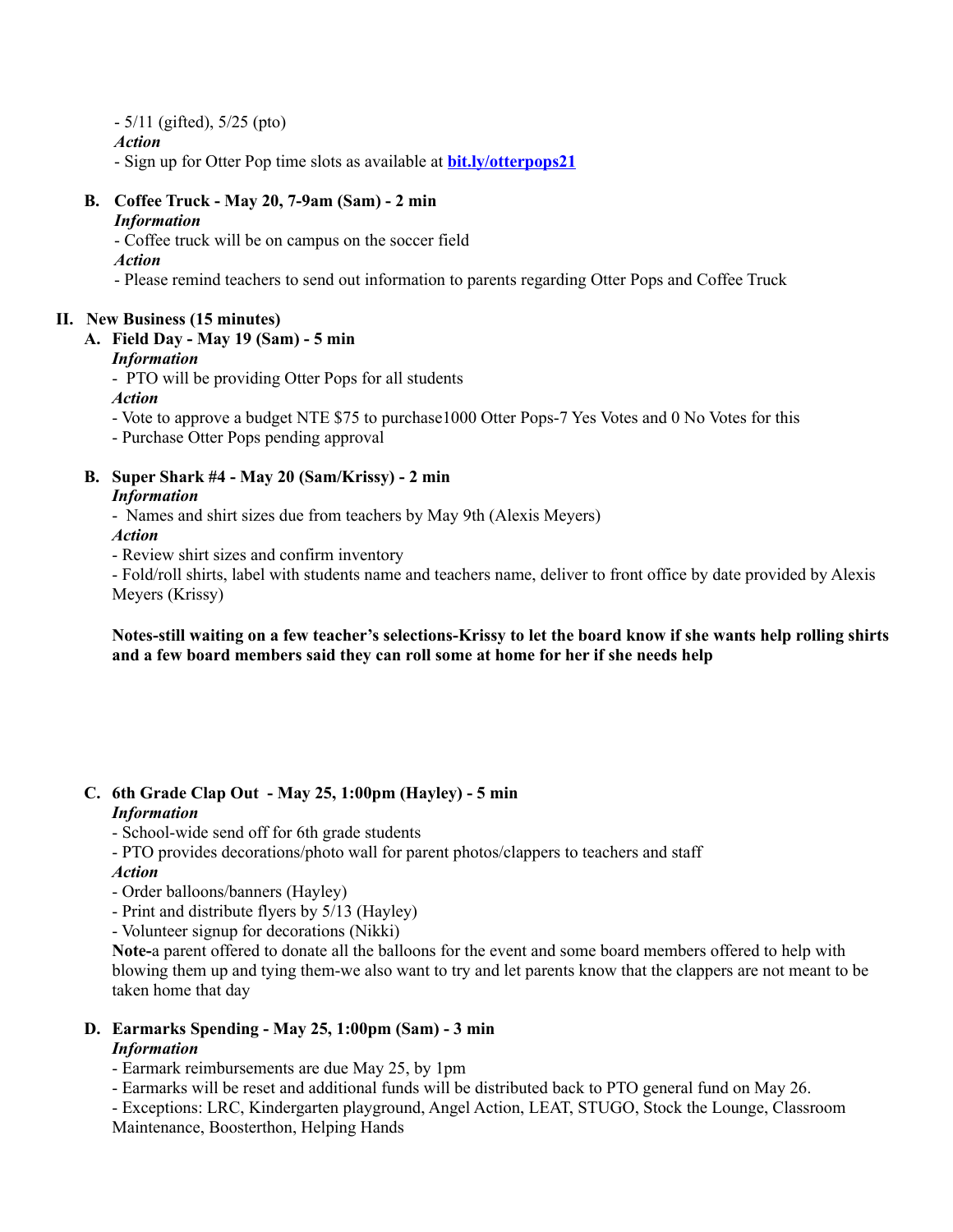- 5/11 (gifted), 5/25 (pto)

***Action***

- Sign up for Otter Pop time slots as available at **bit.ly/otterpops21**

**B. Coffee Truck - May 20, 7-9am (Sam) - 2 min**

***Information***

- Coffee truck will be on campus on the soccer field

***Action***

- Please remind teachers to send out information to parents regarding Otter Pops and Coffee Truck

## II. New Business (15 minutes)

**A. Field Day - May 19 (Sam) - 5 min**

***Information***

- PTO will be providing Otter Pops for all students

***Action***

- Vote to approve a budget NTE $75 to purchase1000 Otter Pops-7 Yes Votes and 0 No Votes for this
- Purchase Otter Pops pending approval

**B. Super Shark #4 - May 20 (Sam/Krissy) - 2 min**

***Information***

- Names and shirt sizes due from teachers by May 9th (Alexis Meyers)

***Action***

- Review shirt sizes and confirm inventory
- Fold/roll shirts, label with students name and teachers name, deliver to front office by date provided by Alexis Meyers (Krissy)

**Notes-still waiting on a few teacher's selections-Krissy to let the board know if she wants help rolling shirts and a few board members said they can roll some at home for her if she needs help**

**C. 6th Grade Clap Out - May 25, 1:00pm (Hayley) - 5 min**

***Information***

- School-wide send off for 6th grade students
- PTO provides decorations/photo wall for parent photos/clappers to teachers and staff

***Action***

- Order balloons/banners (Hayley)
- Print and distribute flyers by 5/13 (Hayley)
- Volunteer signup for decorations (Nikki)

**Note-**a parent offered to donate all the balloons for the event and some board members offered to help with blowing them up and tying them-we also want to try and let parents know that the clappers are not meant to be taken home that day

**D. Earmarks Spending - May 25, 1:00pm (Sam) - 3 min**

***Information***

- Earmark reimbursements are due May 25, by 1pm
- Earmarks will be reset and additional funds will be distributed back to PTO general fund on May 26.
- Exceptions: LRC, Kindergarten playground, Angel Action, LEAT, STUGO, Stock the Lounge, Classroom Maintenance, Boosterthon, Helping Hands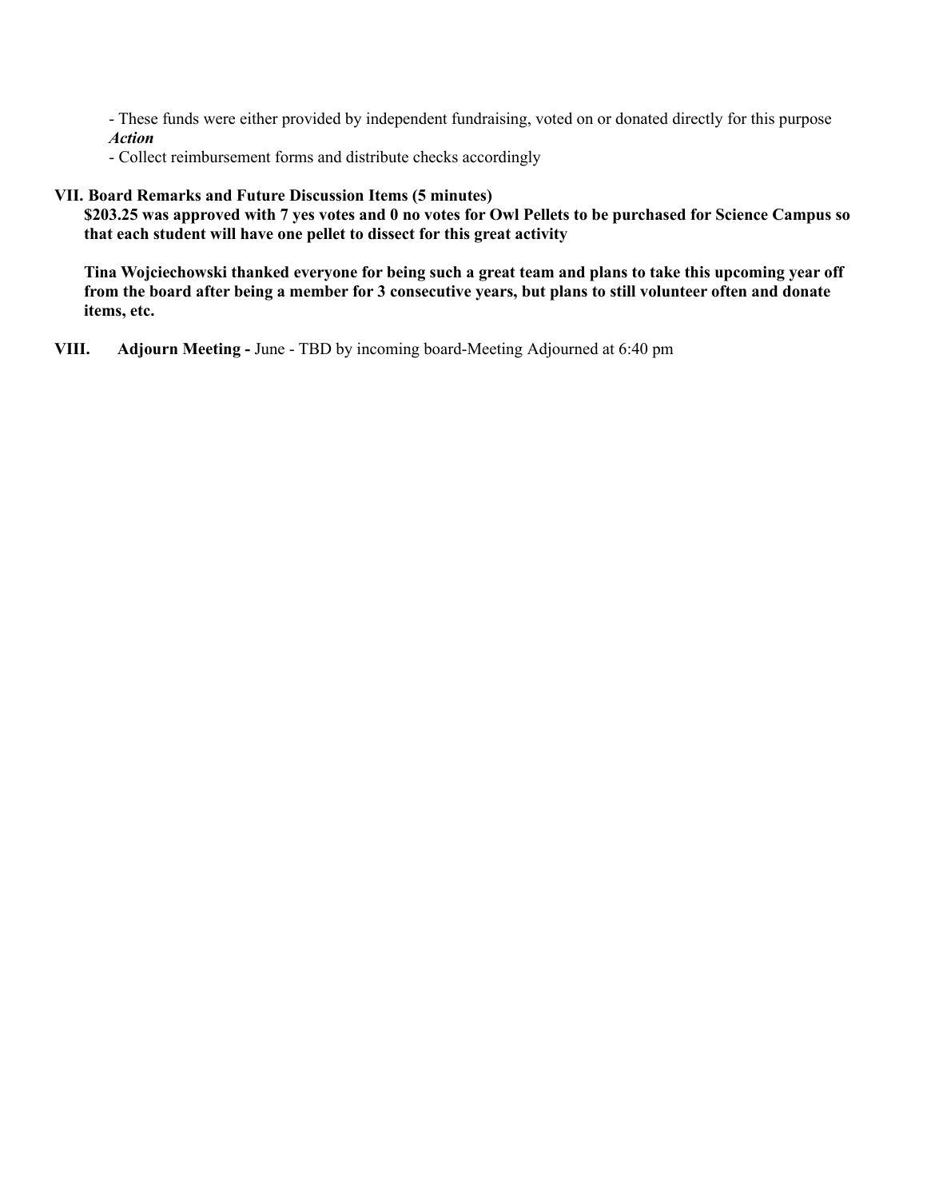- These funds were either provided by independent fundraising, voted on or donated directly for this purpose

***Action***

- Collect reimbursement forms and distribute checks accordingly

**VII. Board Remarks and Future Discussion Items (5 minutes)**

**$203.25 was approved with 7 yes votes and 0 no votes for Owl Pellets to be purchased for Science Campus so that each student will have one pellet to dissect for this great activity**

**Tina Wojciechowski thanked everyone for being such a great team and plans to take this upcoming year off from the board after being a member for 3 consecutive years, but plans to still volunteer often and donate items, etc.**

**VIII. Adjourn Meeting -** June - TBD by incoming board-Meeting Adjourned at 6:40 pm